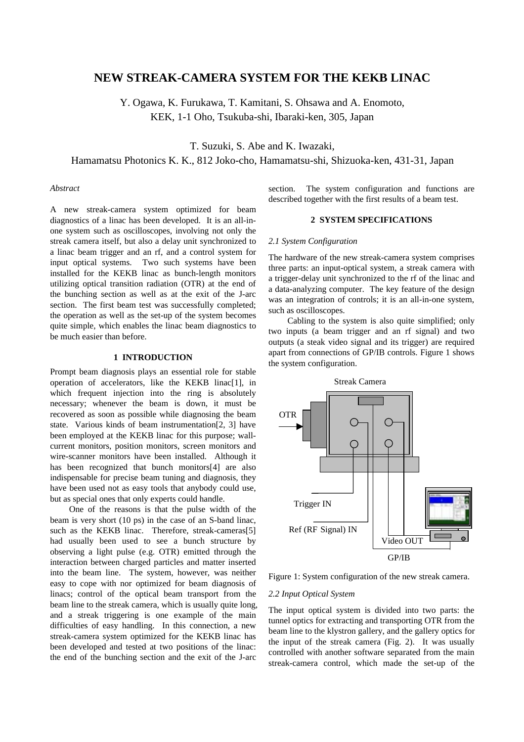# NEW STREAK-CAMERA SYSTEM FOR THE KEKB LINAC

Y. Ogawa, K. Furukawa, T. Kamitani, S. Ohsawa and A. Enomoto,
KEK, 1-1 Oho, Tsukuba-shi, Ibaraki-ken, 305, Japan

T. Suzuki, S. Abe and K. Iwazaki,
Hamamatsu Photonics K. K., 812 Joko-cho, Hamamatsu-shi, Shizuoka-ken, 431-31, Japan

*Abstract*

A new streak-camera system optimized for beam diagnostics of a linac has been developed. It is an all-in-one system such as oscilloscopes, involving not only the streak camera itself, but also a delay unit synchronized to a linac beam trigger and an rf, and a control system for input optical systems. Two such systems have been installed for the KEKB linac as bunch-length monitors utilizing optical transition radiation (OTR) at the end of the bunching section as well as at the exit of the J-arc section. The first beam test was successfully completed; the operation as well as the set-up of the system becomes quite simple, which enables the linac beam diagnostics to be much easier than before.

## 1 INTRODUCTION

Prompt beam diagnosis plays an essential role for stable operation of accelerators, like the KEKB linac[1], in which frequent injection into the ring is absolutely necessary; whenever the beam is down, it must be recovered as soon as possible while diagnosing the beam state. Various kinds of beam instrumentation[2, 3] have been employed at the KEKB linac for this purpose; wall-current monitors, position monitors, screen monitors and wire-scanner monitors have been installed. Although it has been recognized that bunch monitors[4] are also indispensable for precise beam tuning and diagnosis, they have been used not as easy tools that anybody could use, but as special ones that only experts could handle.

One of the reasons is that the pulse width of the beam is very short (10 ps) in the case of an S-band linac, such as the KEKB linac. Therefore, streak-cameras[5] had usually been used to see a bunch structure by observing a light pulse (e.g. OTR) emitted through the interaction between charged particles and matter inserted into the beam line. The system, however, was neither easy to cope with nor optimized for beam diagnosis of linacs; control of the optical beam transport from the beam line to the streak camera, which is usually quite long, and a streak triggering is one example of the main difficulties of easy handling. In this connection, a new streak-camera system optimized for the KEKB linac has been developed and tested at two positions of the linac: the end of the bunching section and the exit of the J-arc section. The system configuration and functions are described together with the first results of a beam test.

## 2 SYSTEM SPECIFICATIONS

### *2.1 System Configuration*

The hardware of the new streak-camera system comprises three parts: an input-optical system, a streak camera with a trigger-delay unit synchronized to the rf of the linac and a data-analyzing computer. The key feature of the design was an integration of controls; it is an all-in-one system, such as oscilloscopes.

Cabling to the system is also quite simplified; only two inputs (a beam trigger and an rf signal) and two outputs (a steak video signal and its trigger) are required apart from connections of GP/IB controls. Figure 1 shows the system configuration.

Figure 1: System configuration of the new streak camera.

### *2.2 Input Optical System*

The input optical system is divided into two parts: the tunnel optics for extracting and transporting OTR from the beam line to the klystron gallery, and the gallery optics for the input of the streak camera (Fig. 2). It was usually controlled with another software separated from the main streak-camera control, which made the set-up of the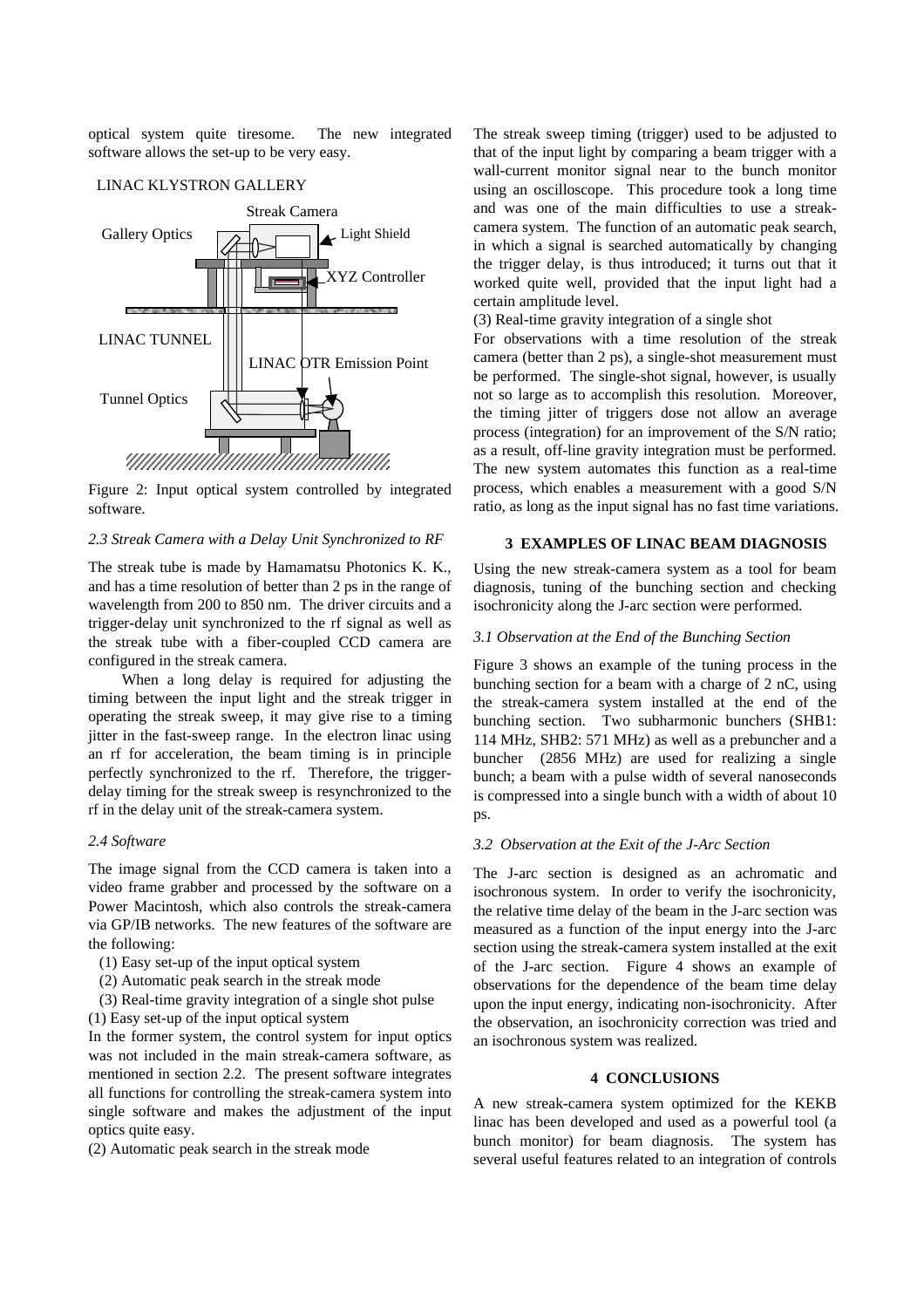optical system quite tiresome. The new integrated software allows the set-up to be very easy.

Figure 2: Input optical system controlled by integrated software.

### *2.3 Streak Camera with a Delay Unit Synchronized to RF*

The streak tube is made by Hamamatsu Photonics K. K., and has a time resolution of better than 2 ps in the range of wavelength from 200 to 850 nm. The driver circuits and a trigger-delay unit synchronized to the rf signal as well as the streak tube with a fiber-coupled CCD camera are configured in the streak camera.

When a long delay is required for adjusting the timing between the input light and the streak trigger in operating the streak sweep, it may give rise to a timing jitter in the fast-sweep range. In the electron linac using an rf for acceleration, the beam timing is in principle perfectly synchronized to the rf. Therefore, the trigger-delay timing for the streak sweep is resynchronized to the rf in the delay unit of the streak-camera system.

### *2.4 Software*

The image signal from the CCD camera is taken into a video frame grabber and processed by the software on a Power Macintosh, which also controls the streak-camera via GP/IB networks. The new features of the software are the following:

(1) Easy set-up of the input optical system
(2) Automatic peak search in the streak mode
(3) Real-time gravity integration of a single shot pulse

(1) Easy set-up of the input optical system

In the former system, the control system for input optics was not included in the main streak-camera software, as mentioned in section 2.2. The present software integrates all functions for controlling the streak-camera system into single software and makes the adjustment of the input optics quite easy.

(2) Automatic peak search in the streak mode

The streak sweep timing (trigger) used to be adjusted to that of the input light by comparing a beam trigger with a wall-current monitor signal near to the bunch monitor using an oscilloscope. This procedure took a long time and was one of the main difficulties to use a streak-camera system. The function of an automatic peak search, in which a signal is searched automatically by changing the trigger delay, is thus introduced; it turns out that it worked quite well, provided that the input light had a certain amplitude level.

(3) Real-time gravity integration of a single shot

For observations with a time resolution of the streak camera (better than 2 ps), a single-shot measurement must be performed. The single-shot signal, however, is usually not so large as to accomplish this resolution. Moreover, the timing jitter of triggers dose not allow an average process (integration) for an improvement of the S/N ratio; as a result, off-line gravity integration must be performed. The new system automates this function as a real-time process, which enables a measurement with a good S/N ratio, as long as the input signal has no fast time variations.

## 3 EXAMPLES OF LINAC BEAM DIAGNOSIS

Using the new streak-camera system as a tool for beam diagnosis, tuning of the bunching section and checking isochronicity along the J-arc section were performed.

### *3.1 Observation at the End of the Bunching Section*

Figure 3 shows an example of the tuning process in the bunching section for a beam with a charge of 2 nC, using the streak-camera system installed at the end of the bunching section. Two subharmonic bunchers (SHB1: 114 MHz, SHB2: 571 MHz) as well as a prebuncher and a buncher (2856 MHz) are used for realizing a single bunch; a beam with a pulse width of several nanoseconds is compressed into a single bunch with a width of about 10 ps.

### *3.2 Observation at the Exit of the J-Arc Section*

The J-arc section is designed as an achromatic and isochronous system. In order to verify the isochronicity, the relative time delay of the beam in the J-arc section was measured as a function of the input energy into the J-arc section using the streak-camera system installed at the exit of the J-arc section. Figure 4 shows an example of observations for the dependence of the beam time delay upon the input energy, indicating non-isochronicity. After the observation, an isochronicity correction was tried and an isochronous system was realized.

## 4 CONCLUSIONS

A new streak-camera system optimized for the KEKB linac has been developed and used as a powerful tool (a bunch monitor) for beam diagnosis. The system has several useful features related to an integration of controls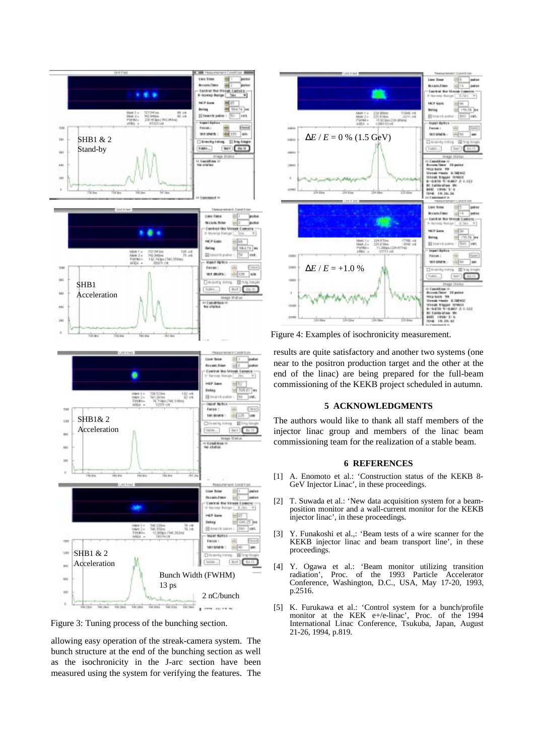SHB1 & 2
Stand-by

SHB1
Acceleration

SHB1& 2
Acceleration

SHB1 & 2
Acceleration

Bunch Width (FWHM)
13 ps

2 nC/bunch

Figure 3: Tuning process of the bunching section.

allowing easy operation of the streak-camera system. The bunch structure at the end of the bunching section as well as the isochronicity in the J-arc section have been measured using the system for verifying the features. The

$\Delta E / E = 0$ % (1.5 GeV)

$\Delta E / E = +1.0$ %

Figure 4: Examples of isochronicity measurement.

results are quite satisfactory and another two systems (one near to the positron production target and the other at the end of the linac) are being prepared for the full-beam commissioning of the KEKB project scheduled in autumn.

## 5 ACKNOWLEDGMENTS

The authors would like to thank all staff members of the injector linac group and members of the linac beam commissioning team for the realization of a stable beam.

## 6 REFERENCES

[1] A. Enomoto et al.: 'Construction status of the KEKB 8-GeV Injector Linac', in these proceedings.

[2] T. Suwada et al.: 'New data acquisition system for a beam-position monitor and a wall-current monitor for the KEKB injector linac', in these proceedings.

[3] Y. Funakoshi et al.,: 'Beam tests of a wire scanner for the KEKB injector linac and beam transport line', in these proceedings.

[4] Y. Ogawa et al.: 'Beam monitor utilizing transition radiation', Proc. of the 1993 Particle Accelerator Conference, Washington, D.C., USA, May 17-20, 1993, p.2516.

[5] K. Furukawa et al.: 'Control system for a bunch/profile monitor at the KEK e+/e-linac', Proc. of the 1994 International Linac Conference, Tsukuba, Japan, August 21-26, 1994, p.819.